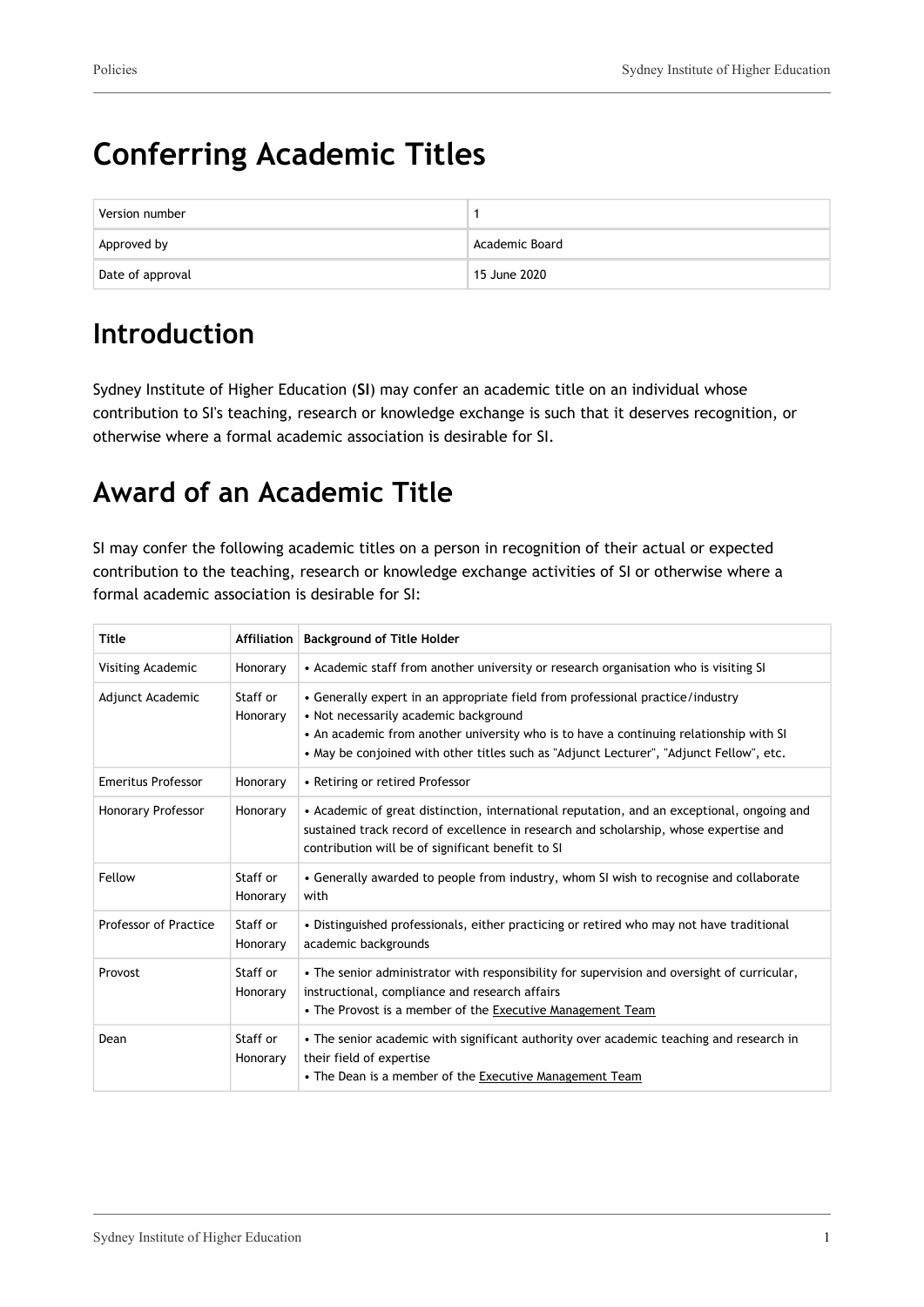# Conferring Academic Titles

| Version number | 1 |
| --- | --- |
| Approved by | Academic Board |
| Date of approval | 15 June 2020 |

## Introduction

Sydney Institute of Higher Education (**SI**) may confer an academic title on an individual whose contribution to SI's teaching, research or knowledge exchange is such that it deserves recognition, or otherwise where a formal academic association is desirable for SI.

## Award of an Academic Title

SI may confer the following academic titles on a person in recognition of their actual or expected contribution to the teaching, research or knowledge exchange activities of SI or otherwise where a formal academic association is desirable for SI:

| Title | Affiliation | Background of Title Holder |
| --- | --- | --- |
| Visiting Academic | Honorary | • Academic staff from another university or research organisation who is visiting SI |
| Adjunct Academic | Staff or Honorary | • Generally expert in an appropriate field from professional practice/industry<br>• Not necessarily academic background<br>• An academic from another university who is to have a continuing relationship with SI<br>• May be conjoined with other titles such as "Adjunct Lecturer", "Adjunct Fellow", etc. |
| Emeritus Professor | Honorary | • Retiring or retired Professor |
| Honorary Professor | Honorary | • Academic of great distinction, international reputation, and an exceptional, ongoing and sustained track record of excellence in research and scholarship, whose expertise and contribution will be of significant benefit to SI |
| Fellow | Staff or Honorary | • Generally awarded to people from industry, whom SI wish to recognise and collaborate with |
| Professor of Practice | Staff or Honorary | • Distinguished professionals, either practicing or retired who may not have traditional academic backgrounds |
| Provost | Staff or Honorary | • The senior administrator with responsibility for supervision and oversight of curricular, instructional, compliance and research affairs<br>• The Provost is a member of the Executive Management Team |
| Dean | Staff or Honorary | • The senior academic with significant authority over academic teaching and research in their field of expertise<br>• The Dean is a member of the Executive Management Team |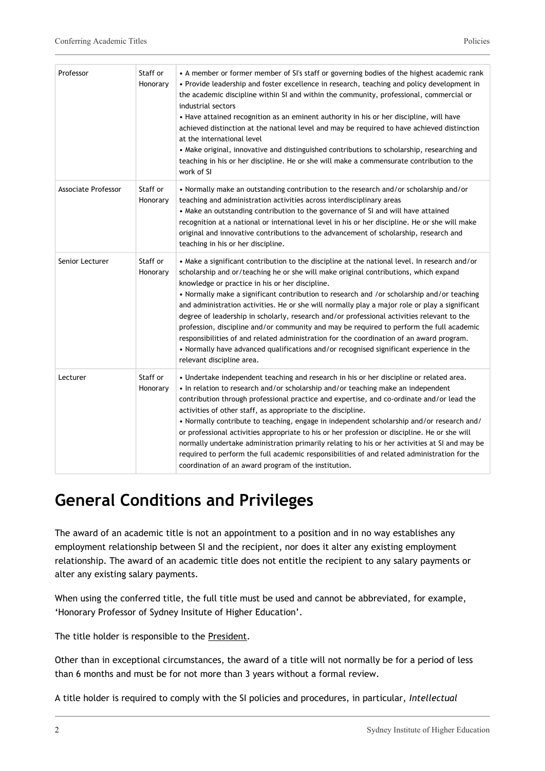| Professor | Staff or Honorary | • A member or former member of SI's staff or governing bodies of the highest academic rank<br>• Provide leadership and foster excellence in research, teaching and policy development in the academic discipline within SI and within the community, professional, commercial or industrial sectors<br>• Have attained recognition as an eminent authority in his or her discipline, will have achieved distinction at the national level and may be required to have achieved distinction at the international level<br>• Make original, innovative and distinguished contributions to scholarship, researching and teaching in his or her discipline. He or she will make a commensurate contribution to the work of SI |
|---|---|---|
| Associate Professor | Staff or Honorary | • Normally make an outstanding contribution to the research and/or scholarship and/or teaching and administration activities across interdisciplinary areas<br>• Make an outstanding contribution to the governance of SI and will have attained recognition at a national or international level in his or her discipline. He or she will make original and innovative contributions to the advancement of scholarship, research and teaching in his or her discipline. |
| Senior Lecturer | Staff or Honorary | • Make a significant contribution to the discipline at the national level. In research and/or scholarship and or/teaching he or she will make original contributions, which expand knowledge or practice in his or her discipline.<br>• Normally make a significant contribution to research and /or scholarship and/or teaching and administration activities. He or she will normally play a major role or play a significant degree of leadership in scholarly, research and/or professional activities relevant to the profession, discipline and/or community and may be required to perform the full academic responsibilities of and related administration for the coordination of an award program.<br>• Normally have advanced qualifications and/or recognised significant experience in the relevant discipline area. |
| Lecturer | Staff or Honorary | • Undertake independent teaching and research in his or her discipline or related area.<br>• In relation to research and/or scholarship and/or teaching make an independent contribution through professional practice and expertise, and co-ordinate and/or lead the activities of other staff, as appropriate to the discipline.<br>• Normally contribute to teaching, engage in independent scholarship and/or research and/ or professional activities appropriate to his or her profession or discipline. He or she will normally undertake administration primarily relating to his or her activities at SI and may be required to perform the full academic responsibilities of and related administration for the coordination of an award program of the institution. |

## General Conditions and Privileges

The award of an academic title is not an appointment to a position and in no way establishes any employment relationship between SI and the recipient, nor does it alter any existing employment relationship. The award of an academic title does not entitle the recipient to any salary payments or alter any existing salary payments.

When using the conferred title, the full title must be used and cannot be abbreviated, for example, 'Honorary Professor of Sydney Insitute of Higher Education'.

The title holder is responsible to the President.

Other than in exceptional circumstances, the award of a title will not normally be for a period of less than 6 months and must be for not more than 3 years without a formal review.

A title holder is required to comply with the SI policies and procedures, in particular, *Intellectual*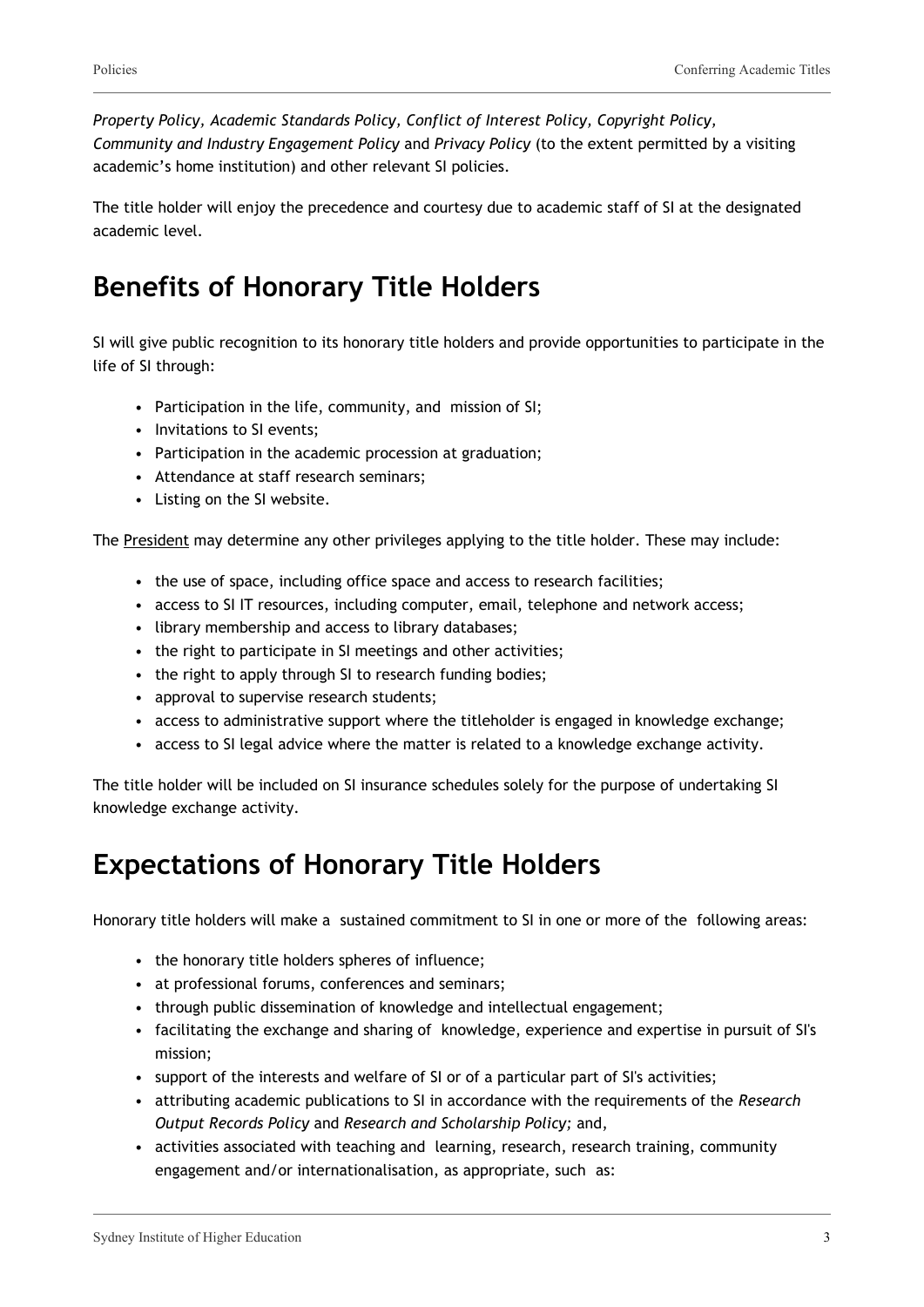*Property Policy, Academic Standards Policy, Conflict of Interest Policy, Copyright Policy, Community and Industry Engagement Policy* and *Privacy Policy* (to the extent permitted by a visiting academic's home institution) and other relevant SI policies.

The title holder will enjoy the precedence and courtesy due to academic staff of SI at the designated academic level.

## Benefits of Honorary Title Holders

SI will give public recognition to its honorary title holders and provide opportunities to participate in the life of SI through:

- Participation in the life, community, and mission of SI;
- Invitations to SI events;
- Participation in the academic procession at graduation;
- Attendance at staff research seminars;
- Listing on the SI website.

The President may determine any other privileges applying to the title holder. These may include:

- the use of space, including office space and access to research facilities;
- access to SI IT resources, including computer, email, telephone and network access;
- library membership and access to library databases;
- the right to participate in SI meetings and other activities;
- the right to apply through SI to research funding bodies;
- approval to supervise research students;
- access to administrative support where the titleholder is engaged in knowledge exchange;
- access to SI legal advice where the matter is related to a knowledge exchange activity.

The title holder will be included on SI insurance schedules solely for the purpose of undertaking SI knowledge exchange activity.

## Expectations of Honorary Title Holders

Honorary title holders will make a sustained commitment to SI in one or more of the following areas:

- the honorary title holders spheres of influence;
- at professional forums, conferences and seminars;
- through public dissemination of knowledge and intellectual engagement;
- facilitating the exchange and sharing of knowledge, experience and expertise in pursuit of SI's mission;
- support of the interests and welfare of SI or of a particular part of SI's activities;
- attributing academic publications to SI in accordance with the requirements of the *Research Output Records Policy* and *Research and Scholarship Policy;* and,
- activities associated with teaching and learning, research, research training, community engagement and/or internationalisation, as appropriate, such as: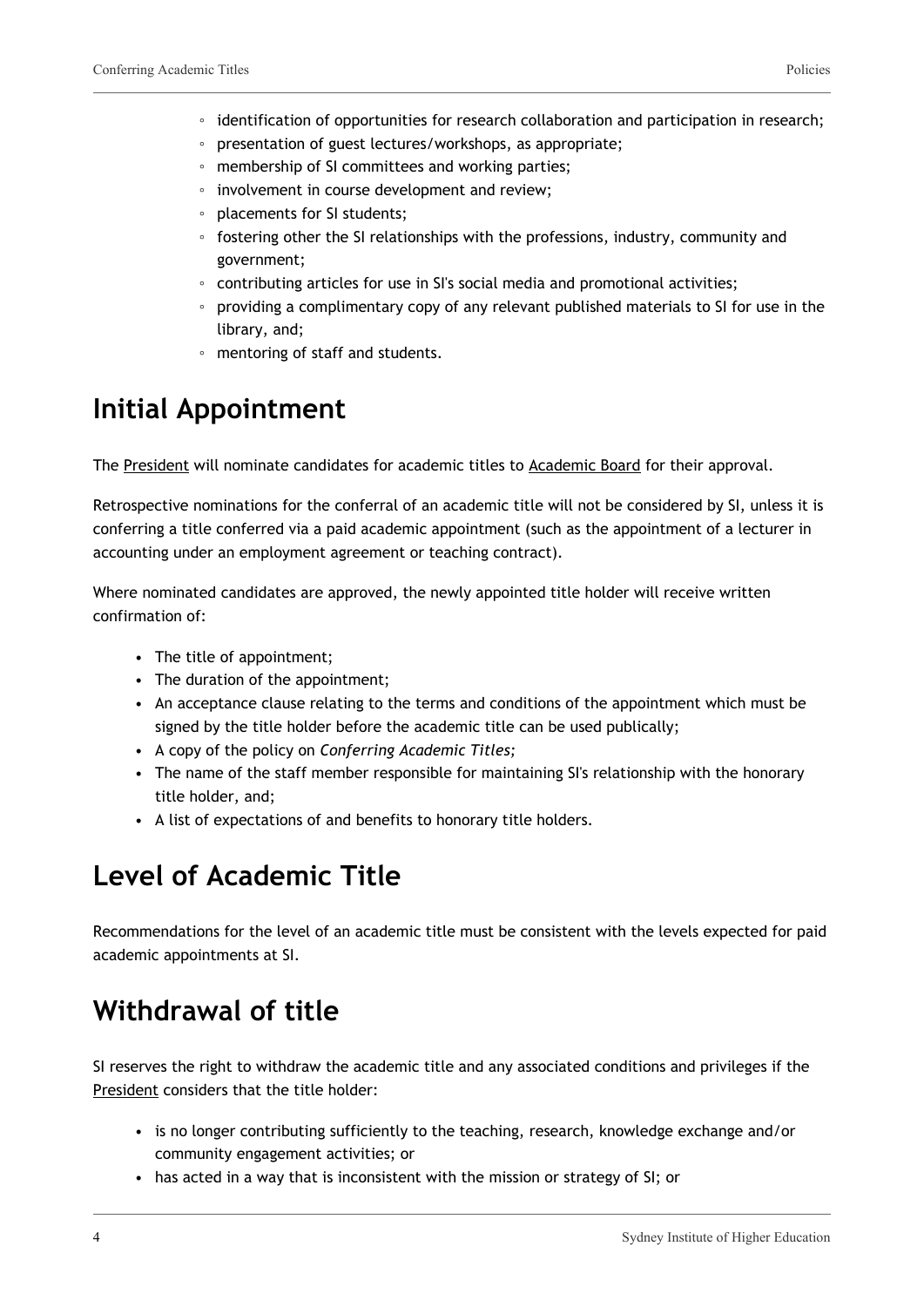- identification of opportunities for research collaboration and participation in research;
- presentation of guest lectures/workshops, as appropriate;
- membership of SI committees and working parties;
- involvement in course development and review;
- placements for SI students;
- fostering other the SI relationships with the professions, industry, community and government;
- contributing articles for use in SI's social media and promotional activities;
- providing a complimentary copy of any relevant published materials to SI for use in the library, and;
- mentoring of staff and students.

## Initial Appointment

The President will nominate candidates for academic titles to Academic Board for their approval.

Retrospective nominations for the conferral of an academic title will not be considered by SI, unless it is conferring a title conferred via a paid academic appointment (such as the appointment of a lecturer in accounting under an employment agreement or teaching contract).

Where nominated candidates are approved, the newly appointed title holder will receive written confirmation of:

- The title of appointment;
- The duration of the appointment;
- An acceptance clause relating to the terms and conditions of the appointment which must be signed by the title holder before the academic title can be used publically;
- A copy of the policy on *Conferring Academic Titles;*
- The name of the staff member responsible for maintaining SI's relationship with the honorary title holder, and;
- A list of expectations of and benefits to honorary title holders.

## Level of Academic Title

Recommendations for the level of an academic title must be consistent with the levels expected for paid academic appointments at SI.

## Withdrawal of title

SI reserves the right to withdraw the academic title and any associated conditions and privileges if the President considers that the title holder:

- is no longer contributing sufficiently to the teaching, research, knowledge exchange and/or community engagement activities; or
- has acted in a way that is inconsistent with the mission or strategy of SI; or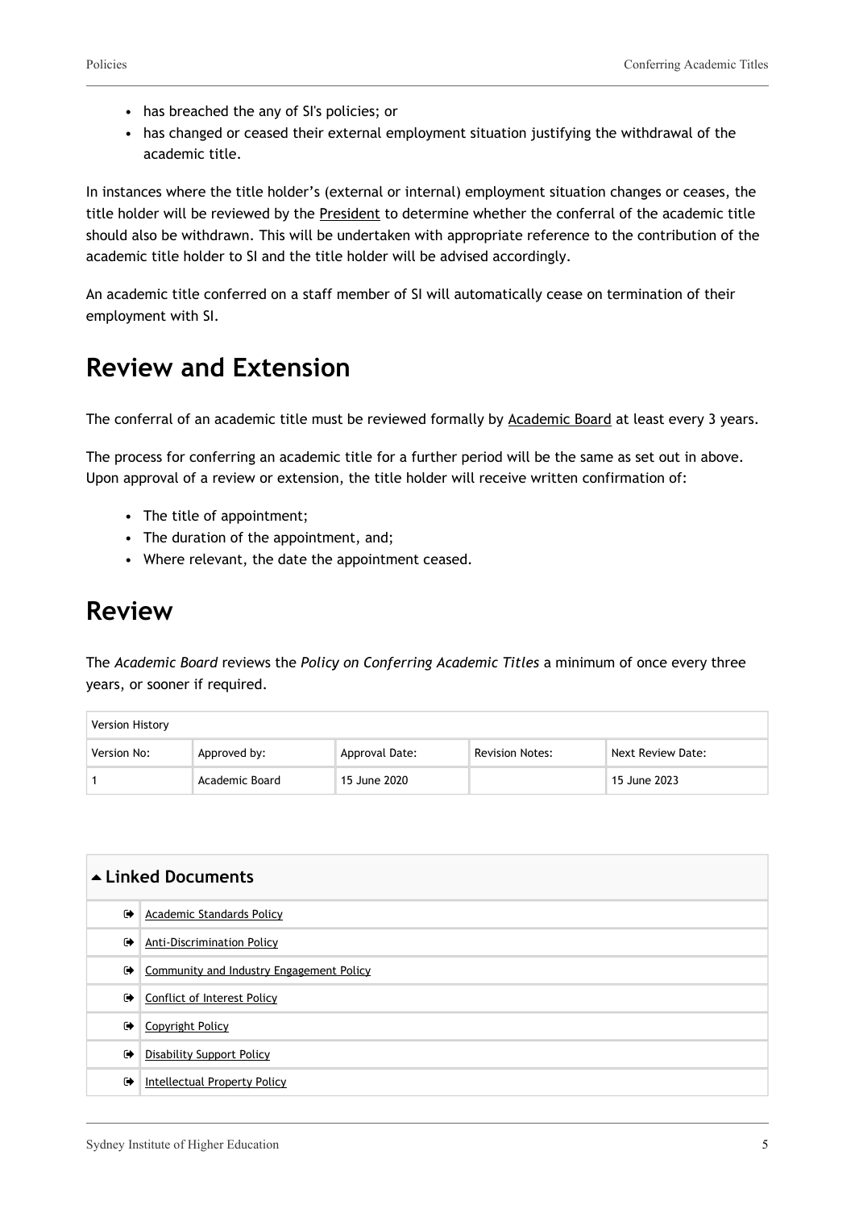- has breached the any of SI's policies; or
- has changed or ceased their external employment situation justifying the withdrawal of the academic title.

In instances where the title holder's (external or internal) employment situation changes or ceases, the title holder will be reviewed by the President to determine whether the conferral of the academic title should also be withdrawn. This will be undertaken with appropriate reference to the contribution of the academic title holder to SI and the title holder will be advised accordingly.

An academic title conferred on a staff member of SI will automatically cease on termination of their employment with SI.

## Review and Extension

The conferral of an academic title must be reviewed formally by Academic Board at least every 3 years.

The process for conferring an academic title for a further period will be the same as set out in above. Upon approval of a review or extension, the title holder will receive written confirmation of:

- The title of appointment;
- The duration of the appointment, and;
- Where relevant, the date the appointment ceased.

## Review

The *Academic Board* reviews the *Policy on Conferring Academic Titles* a minimum of once every three years, or sooner if required.

| Version History | | | | |
|---|---|---|---|---|
| Version No: | Approved by: | Approval Date: | Revision Notes: | Next Review Date: |
| 1 | Academic Board | 15 June 2020 | | 15 June 2023 |

| ▲ Linked Documents | |
|---|---|
| ➡ | Academic Standards Policy |
| ➡ | Anti-Discrimination Policy |
| ➡ | Community and Industry Engagement Policy |
| ➡ | Conflict of Interest Policy |
| ➡ | Copyright Policy |
| ➡ | Disability Support Policy |
| ➡ | Intellectual Property Policy |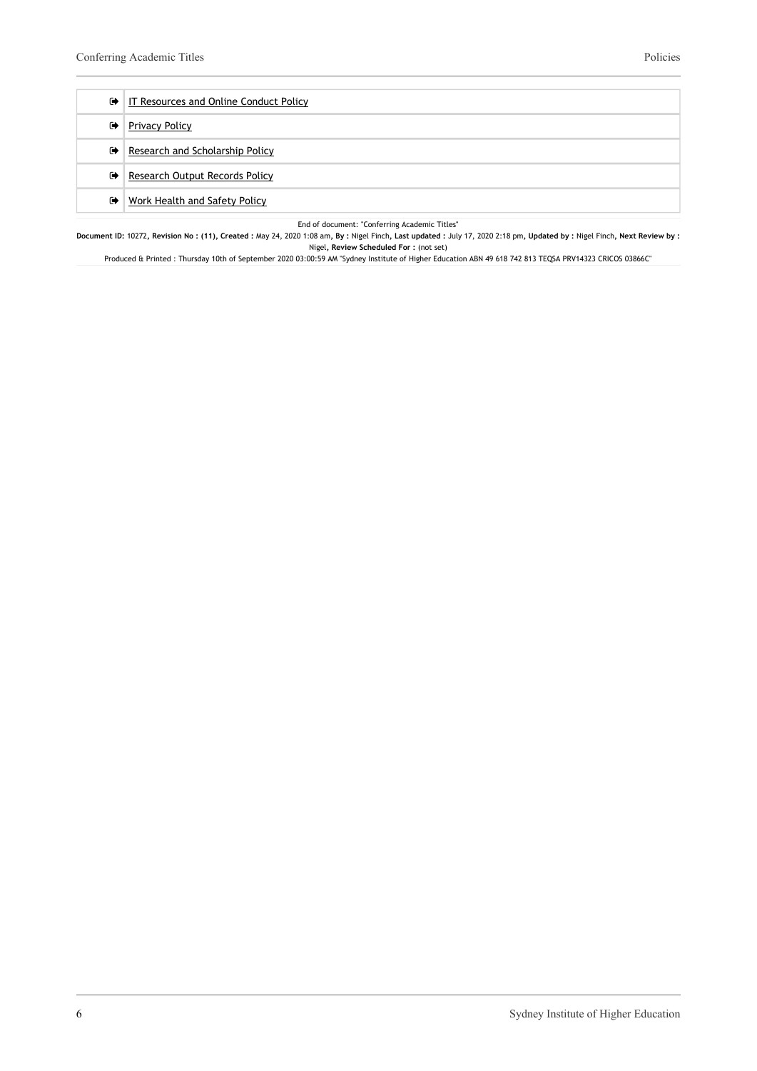| | |
|---|---|
| ➪ | IT Resources and Online Conduct Policy |
| ➪ | Privacy Policy |
| ➪ | Research and Scholarship Policy |
| ➪ | Research Output Records Policy |
| ➪ | Work Health and Safety Policy |

End of document: "Conferring Academic Titles"

**Document ID:** 10272, **Revision No : (11), Created :** May 24, 2020 1:08 am, **By :** Nigel Finch, **Last updated :** July 17, 2020 2:18 pm, **Updated by :** Nigel Finch, **Next Review by :** Nigel, **Review Scheduled For :** (not set)

Produced & Printed : Thursday 10th of September 2020 03:00:59 AM "Sydney Institute of Higher Education ABN 49 618 742 813 TEQSA PRV14323 CRICOS 03866C"